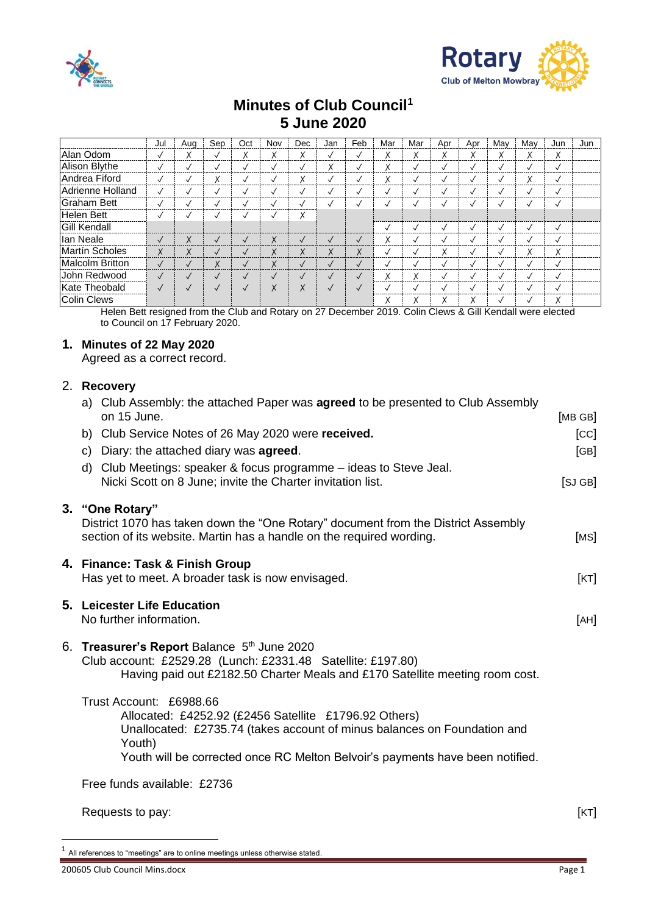# Minutes of Club Council[1]
## 5 June 2020

| | Jul | Aug | Sep | Oct | Nov | Dec | Jan | Feb | Mar | Mar | Apr | Apr | May | May | Jun | Jun |
|---|---|---|---|---|---|---|---|---|---|---|---|---|---|---|---|---|
| Alan Odom | ✓ | ✗ | ✓ | ✗ | ✗ | ✗ | ✓ | ✓ | ✗ | ✗ | ✗ | ✗ | ✗ | ✗ | ✗ | |
| Alison Blythe | ✓ | ✓ | ✓ | ✓ | ✓ | ✓ | ✗ | ✓ | ✗ | ✓ | ✓ | ✓ | ✓ | ✓ | ✓ | |
| Andrea Fiford | ✓ | ✓ | ✗ | ✓ | ✓ | ✗ | ✓ | ✓ | ✗ | ✓ | ✓ | ✓ | ✓ | ✗ | ✓ | |
| Adrienne Holland | ✓ | ✓ | ✓ | ✓ | ✓ | ✓ | ✓ | ✓ | ✓ | ✓ | ✓ | ✓ | ✓ | ✓ | ✓ | |
| Graham Bett | ✓ | ✓ | ✓ | ✓ | ✓ | ✓ | ✓ | ✓ | ✓ | ✓ | ✓ | ✓ | ✓ | ✓ | ✓ | |
| Helen Bett | ✓ | ✓ | ✓ | ✓ | ✓ | ✗ | | | | | | | | | | |
| Gill Kendall | | | | | | | | | ✓ | ✓ | ✓ | ✓ | ✓ | ✓ | ✓ | |
| Ian Neale | ✓ | ✗ | ✓ | ✓ | ✗ | ✓ | ✓ | ✓ | ✗ | ✓ | ✓ | ✓ | ✓ | ✓ | ✓ | |
| Martin Scholes | ✗ | ✗ | ✓ | ✓ | ✗ | ✗ | ✗ | ✗ | ✓ | ✓ | ✗ | ✓ | ✓ | ✗ | ✗ | |
| Malcolm Britton | ✓ | ✓ | ✗ | ✓ | ✗ | ✓ | ✓ | ✓ | ✓ | ✓ | ✓ | ✓ | ✓ | ✓ | ✓ | |
| John Redwood | ✓ | ✓ | ✓ | ✓ | ✓ | ✓ | ✓ | ✓ | ✗ | ✗ | ✓ | ✓ | ✓ | ✓ | ✓ | |
| Kate Theobald | ✓ | ✓ | ✓ | ✓ | ✗ | ✗ | ✓ | ✓ | ✓ | ✓ | ✓ | ✓ | ✓ | ✓ | ✓ | |
| Colin Clews | | | | | | | | | ✗ | ✗ | ✗ | ✗ | ✓ | ✓ | ✗ | |

Helen Bett resigned from the Club and Rotary on 27 December 2019. Colin Clews & Gill Kendall were elected to Council on 17 February 2020.

**1. Minutes of 22 May 2020**

Agreed as a correct record.

2. **Recovery**

a) Club Assembly: the attached Paper was **agreed** to be presented to Club Assembly on 15 June. [MB GB]

b) Club Service Notes of 26 May 2020 were **received.** [CC]

c) Diary: the attached diary was **agreed**. [GB]

d) Club Meetings: speaker & focus programme – ideas to Steve Jeal. Nicki Scott on 8 June; invite the Charter invitation list. [SJ GB]

**3. "One Rotary"**

District 1070 has taken down the "One Rotary" document from the District Assembly section of its website. Martin has a handle on the required wording. [MS]

**4. Finance: Task & Finish Group**

Has yet to meet. A broader task is now envisaged. [KT]

**5. Leicester Life Education**

No further information. [AH]

6. **Treasurer's Report** Balance 5th June 2020

Club account: £2529.28 (Lunch: £2331.48 Satellite: £197.80)

Having paid out £2182.50 Charter Meals and £170 Satellite meeting room cost.

Trust Account: £6988.66

Allocated: £4252.92 (£2456 Satellite £1796.92 Others)

Unallocated: £2735.74 (takes account of minus balances on Foundation and Youth)

Youth will be corrected once RC Melton Belvoir's payments have been notified.

Free funds available: £2736

Requests to pay: [KT]

[1] All references to "meetings" are to online meetings unless otherwise stated.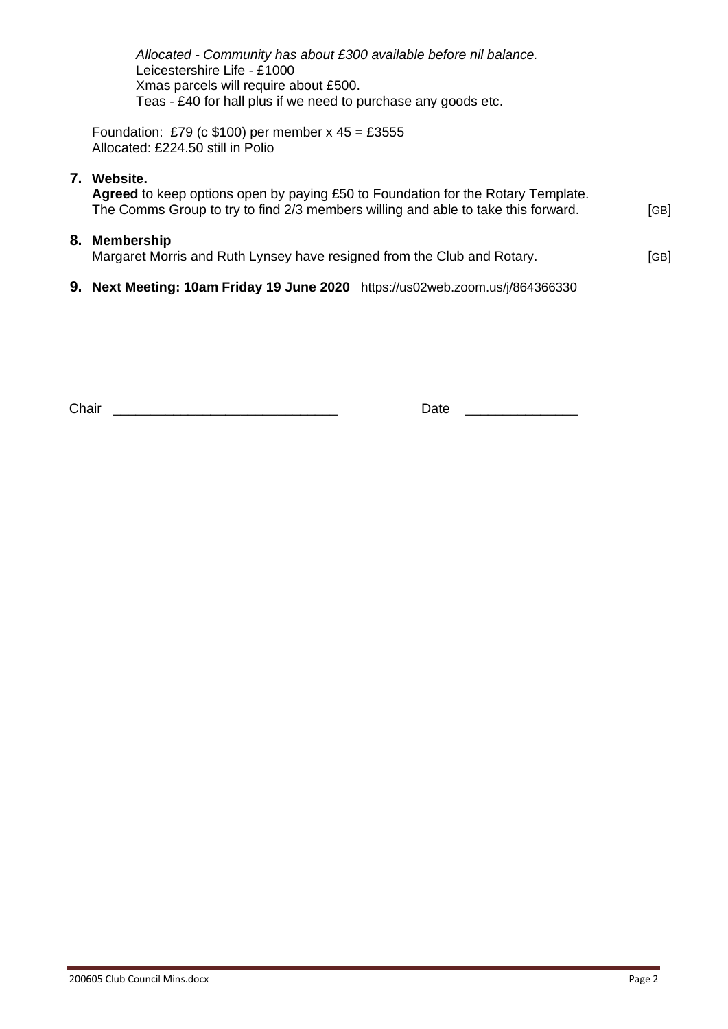*Allocated - Community has about £300 available before nil balance.*
Leicestershire Life - £1000
Xmas parcels will require about £500.
Teas - £40 for hall plus if we need to purchase any goods etc.

Foundation: £79 (c $100) per member x 45 = £3555
Allocated: £224.50 still in Polio

**7. Website.**

**Agreed** to keep options open by paying £50 to Foundation for the Rotary Template.
The Comms Group to try to find 2/3 members willing and able to take this forward. [GB]

**8. Membership**

Margaret Morris and Ruth Lynsey have resigned from the Club and Rotary. [GB]

**9. Next Meeting: 10am Friday 19 June 2020** https://us02web.zoom.us/j/864366330

Chair ______________________________ Date _______________

200605 Club Council Mins.docx